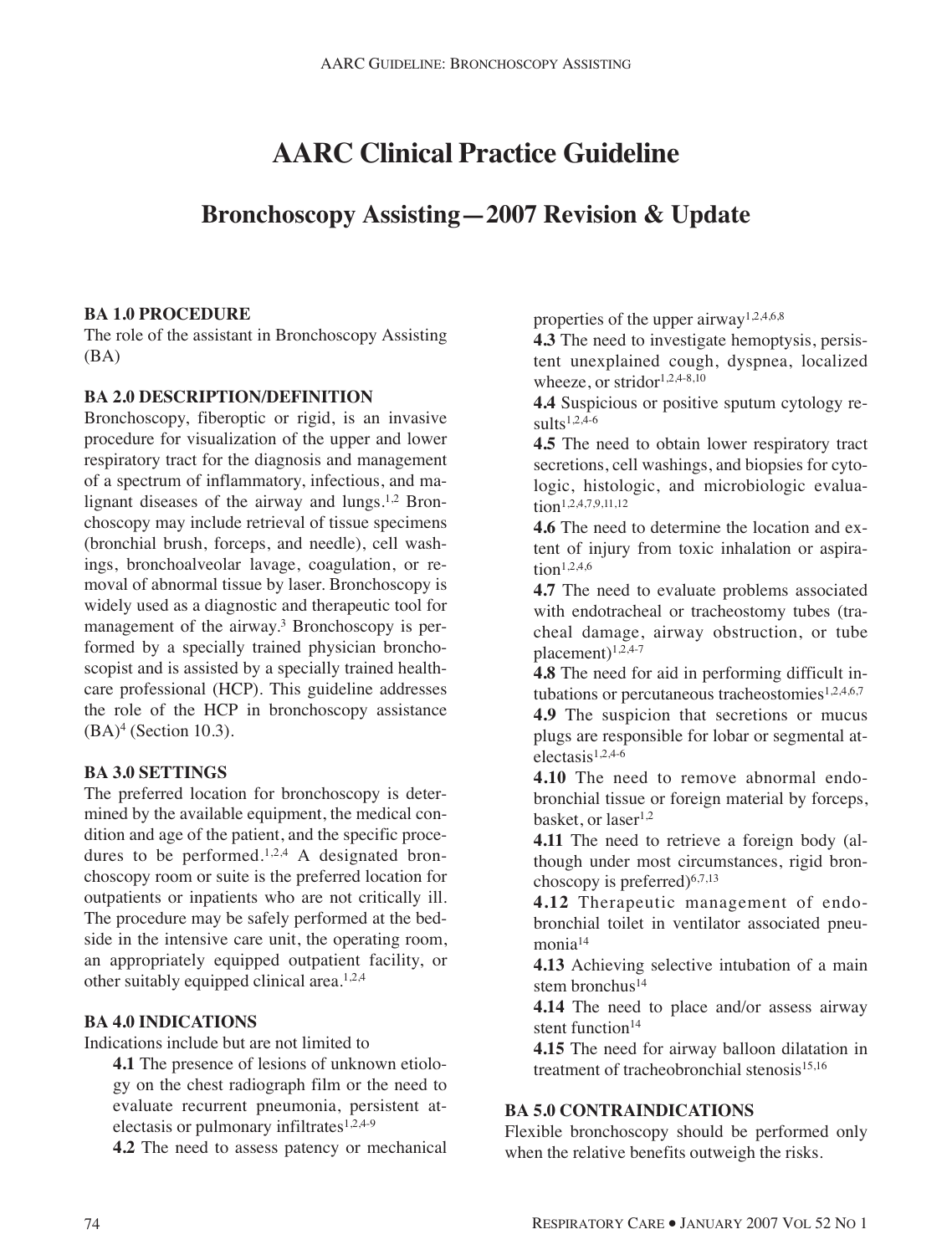# AARC Clinical Practice Guideline

## Bronchoscopy Assisting—2007 Revision & Update

### BA 1.0 PROCEDURE

The role of the assistant in Bronchoscopy Assisting (BA)

### BA 2.0 DESCRIPTION/DEFINITION

Bronchoscopy, fiberoptic or rigid, is an invasive procedure for visualization of the upper and lower respiratory tract for the diagnosis and management of a spectrum of inflammatory, infectious, and malignant diseases of the airway and lungs.[1,2] Bronchoscopy may include retrieval of tissue specimens (bronchial brush, forceps, and needle), cell washings, bronchoalveolar lavage, coagulation, or removal of abnormal tissue by laser. Bronchoscopy is widely used as a diagnostic and therapeutic tool for management of the airway.[3] Bronchoscopy is performed by a specially trained physician bronchoscopist and is assisted by a specially trained healthcare professional (HCP). This guideline addresses the role of the HCP in bronchoscopy assistance (BA)[4] (Section 10.3).

### BA 3.0 SETTINGS

The preferred location for bronchoscopy is determined by the available equipment, the medical condition and age of the patient, and the specific procedures to be performed.[1,2,4] A designated bronchoscopy room or suite is the preferred location for outpatients or inpatients who are not critically ill. The procedure may be safely performed at the bedside in the intensive care unit, the operating room, an appropriately equipped outpatient facility, or other suitably equipped clinical area.[1,2,4]

### BA 4.0 INDICATIONS

Indications include but are not limited to

**4.1** The presence of lesions of unknown etiology on the chest radiograph film or the need to evaluate recurrent pneumonia, persistent atelectasis or pulmonary infiltrates[1,2,4-9]

**4.2** The need to assess patency or mechanical properties of the upper airway[1,2,4,6,8]

**4.3** The need to investigate hemoptysis, persistent unexplained cough, dyspnea, localized wheeze, or stridor[1,2,4-8,10]

**4.4** Suspicious or positive sputum cytology results[1,2,4-6]

**4.5** The need to obtain lower respiratory tract secretions, cell washings, and biopsies for cytologic, histologic, and microbiologic evaluation[1,2,4,7,9,11,12]

**4.6** The need to determine the location and extent of injury from toxic inhalation or aspiration[1,2,4,6]

**4.7** The need to evaluate problems associated with endotracheal or tracheostomy tubes (tracheal damage, airway obstruction, or tube placement)[1,2,4-7]

**4.8** The need for aid in performing difficult intubations or percutaneous tracheostomies[1,2,4,6,7]

**4.9** The suspicion that secretions or mucus plugs are responsible for lobar or segmental atelectasis[1,2,4-6]

**4.10** The need to remove abnormal endobronchial tissue or foreign material by forceps, basket, or laser[1,2]

**4.11** The need to retrieve a foreign body (although under most circumstances, rigid bronchoscopy is preferred)[6,7,13]

**4.12** Therapeutic management of endobronchial toilet in ventilator associated pneumonia[14]

**4.13** Achieving selective intubation of a main stem bronchus[14]

**4.14** The need to place and/or assess airway stent function[14]

**4.15** The need for airway balloon dilatation in treatment of tracheobronchial stenosis[15,16]

### BA 5.0 CONTRAINDICATIONS

Flexible bronchoscopy should be performed only when the relative benefits outweigh the risks.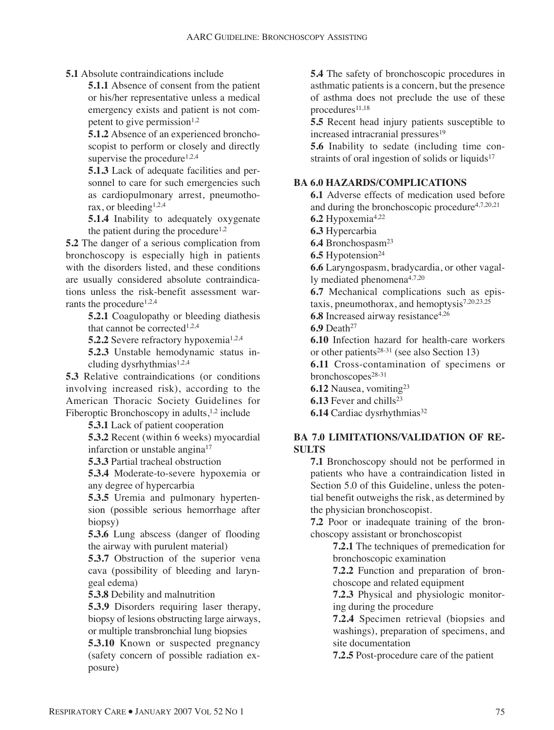**5.1** Absolute contraindications include

**5.1.1** Absence of consent from the patient or his/her representative unless a medical emergency exists and patient is not competent to give permission[1,2]

**5.1.2** Absence of an experienced bronchoscopist to perform or closely and directly supervise the procedure[1,2,4]

**5.1.3** Lack of adequate facilities and personnel to care for such emergencies such as cardiopulmonary arrest, pneumothorax, or bleeding[1,2,4]

**5.1.4** Inability to adequately oxygenate the patient during the procedure[1,2]

**5.2** The danger of a serious complication from bronchoscopy is especially high in patients with the disorders listed, and these conditions are usually considered absolute contraindications unless the risk-benefit assessment warrants the procedure[1,2,4]

**5.2.1** Coagulopathy or bleeding diathesis that cannot be corrected[1,2,4]

**5.2.2** Severe refractory hypoxemia[1,2,4]

**5.2.3** Unstable hemodynamic status including dysrhythmias[1,2,4]

**5.3** Relative contraindications (or conditions involving increased risk), according to the American Thoracic Society Guidelines for Fiberoptic Bronchoscopy in adults,[1,2] include

**5.3.1** Lack of patient cooperation

**5.3.2** Recent (within 6 weeks) myocardial infarction or unstable angina[17]

**5.3.3** Partial tracheal obstruction

**5.3.4** Moderate-to-severe hypoxemia or any degree of hypercarbia

**5.3.5** Uremia and pulmonary hypertension (possible serious hemorrhage after biopsy)

**5.3.6** Lung abscess (danger of flooding the airway with purulent material)

**5.3.7** Obstruction of the superior vena cava (possibility of bleeding and laryngeal edema)

**5.3.8** Debility and malnutrition

**5.3.9** Disorders requiring laser therapy, biopsy of lesions obstructing large airways, or multiple transbronchial lung biopsies

**5.3.10** Known or suspected pregnancy (safety concern of possible radiation exposure)

**5.4** The safety of bronchoscopic procedures in asthmatic patients is a concern, but the presence of asthma does not preclude the use of these procedures[11,18]

**5.5** Recent head injury patients susceptible to increased intracranial pressures[19]

**5.6** Inability to sedate (including time constraints of oral ingestion of solids or liquids[17]

## BA 6.0 HAZARDS/COMPLICATIONS

**6.1** Adverse effects of medication used before and during the bronchoscopic procedure[4,7,20,21]

**6.2** Hypoxemia[4,22]

**6.3** Hypercarbia

**6.4** Bronchospasm[23]

**6.5** Hypotension[24]

**6.6** Laryngospasm, bradycardia, or other vagally mediated phenomena[4,7,20]

**6.7** Mechanical complications such as epistaxis, pneumothorax, and hemoptysis[7,20,23,25]

**6.8** Increased airway resistance[4,26]

**6.9** Death[27]

**6.10** Infection hazard for health-care workers or other patients[28-31] (see also Section 13)

**6.11** Cross-contamination of specimens or bronchoscopes[28-31]

**6.12** Nausea, vomiting[23]

**6.13** Fever and chills[23]

**6.14** Cardiac dysrhythmias[32]

## BA 7.0 LIMITATIONS/VALIDATION OF RESULTS

**7.1** Bronchoscopy should not be performed in patients who have a contraindication listed in Section 5.0 of this Guideline, unless the potential benefit outweighs the risk, as determined by the physician bronchoscopist.

**7.2** Poor or inadequate training of the bronchoscopy assistant or bronchoscopist

**7.2.1** The techniques of premedication for bronchoscopic examination

**7.2.2** Function and preparation of bronchoscope and related equipment

**7.2.3** Physical and physiologic monitoring during the procedure

**7.2.4** Specimen retrieval (biopsies and washings), preparation of specimens, and site documentation

**7.2.5** Post-procedure care of the patient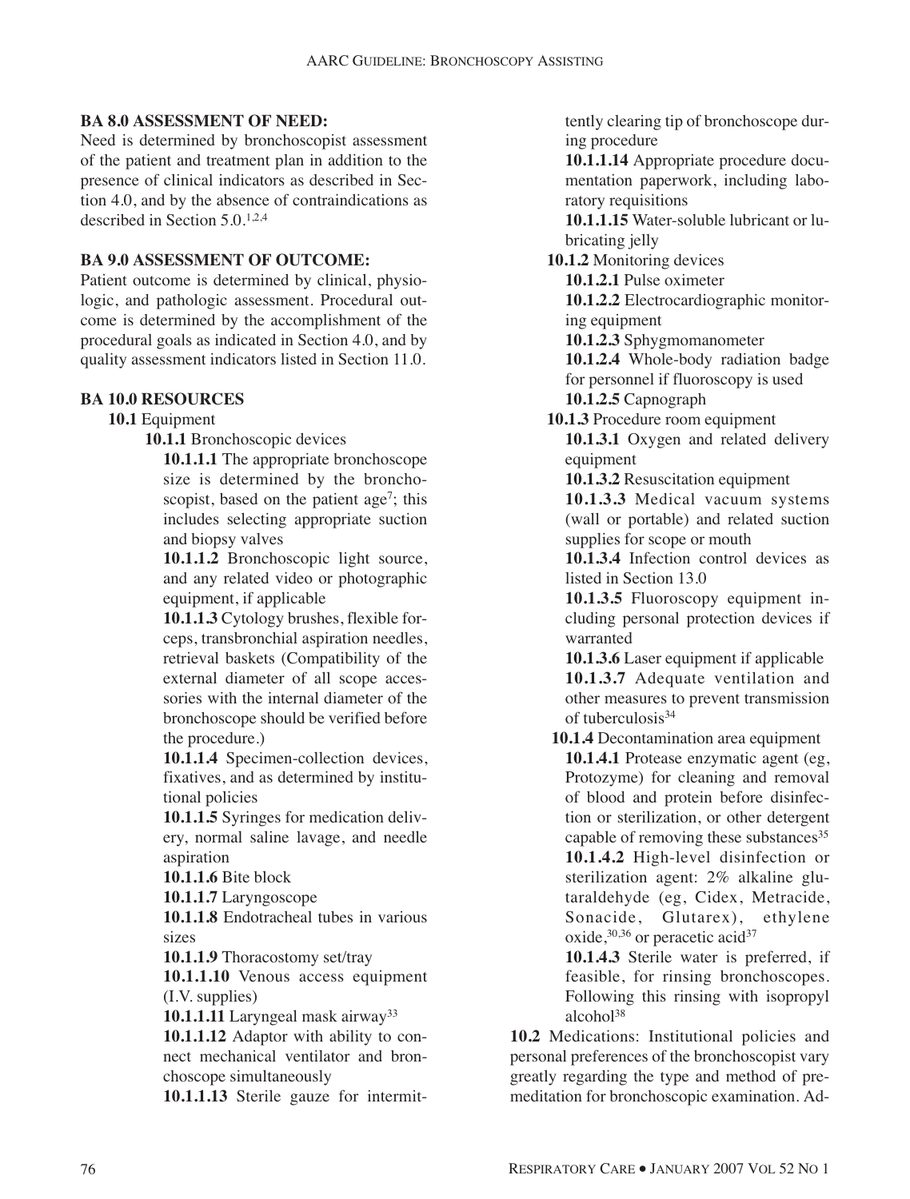**BA 8.0 ASSESSMENT OF NEED:**

Need is determined by bronchoscopist assessment of the patient and treatment plan in addition to the presence of clinical indicators as described in Section 4.0, and by the absence of contraindications as described in Section 5.0.[1,2,4]

**BA 9.0 ASSESSMENT OF OUTCOME:**

Patient outcome is determined by clinical, physiologic, and pathologic assessment. Procedural outcome is determined by the accomplishment of the procedural goals as indicated in Section 4.0, and by quality assessment indicators listed in Section 11.0.

**BA 10.0 RESOURCES**

**10.1** Equipment

**10.1.1** Bronchoscopic devices

**10.1.1.1** The appropriate bronchoscope size is determined by the bronchoscopist, based on the patient age[7]; this includes selecting appropriate suction and biopsy valves

**10.1.1.2** Bronchoscopic light source, and any related video or photographic equipment, if applicable

**10.1.1.3** Cytology brushes, flexible forceps, transbronchial aspiration needles, retrieval baskets (Compatibility of the external diameter of all scope accessories with the internal diameter of the bronchoscope should be verified before the procedure.)

**10.1.1.4** Specimen-collection devices, fixatives, and as determined by institutional policies

**10.1.1.5** Syringes for medication delivery, normal saline lavage, and needle aspiration

**10.1.1.6** Bite block

**10.1.1.7** Laryngoscope

**10.1.1.8** Endotracheal tubes in various sizes

**10.1.1.9** Thoracostomy set/tray

**10.1.1.10** Venous access equipment (I.V. supplies)

**10.1.1.11** Laryngeal mask airway[33]

**10.1.1.12** Adaptor with ability to connect mechanical ventilator and bronchoscope simultaneously

**10.1.1.13** Sterile gauze for intermittently clearing tip of bronchoscope during procedure

**10.1.1.14** Appropriate procedure documentation paperwork, including laboratory requisitions

**10.1.1.15** Water-soluble lubricant or lubricating jelly

**10.1.2** Monitoring devices

**10.1.2.1** Pulse oximeter

**10.1.2.2** Electrocardiographic monitoring equipment

**10.1.2.3** Sphygmomanometer

**10.1.2.4** Whole-body radiation badge for personnel if fluoroscopy is used

**10.1.2.5** Capnograph

**10.1.3** Procedure room equipment

**10.1.3.1** Oxygen and related delivery equipment

**10.1.3.2** Resuscitation equipment

**10.1.3.3** Medical vacuum systems (wall or portable) and related suction supplies for scope or mouth

**10.1.3.4** Infection control devices as listed in Section 13.0

**10.1.3.5** Fluoroscopy equipment including personal protection devices if warranted

**10.1.3.6** Laser equipment if applicable

**10.1.3.7** Adequate ventilation and other measures to prevent transmission of tuberculosis[34]

**10.1.4** Decontamination area equipment

**10.1.4.1** Protease enzymatic agent (eg, Protozyme) for cleaning and removal of blood and protein before disinfection or sterilization, or other detergent capable of removing these substances[35]

**10.1.4.2** High-level disinfection or sterilization agent: 2% alkaline glutaraldehyde (eg, Cidex, Metracide, Sonacide, Glutarex), ethylene oxide,[30,36] or peracetic acid[37]

**10.1.4.3** Sterile water is preferred, if feasible, for rinsing bronchoscopes. Following this rinsing with isopropyl alcohol[38]

**10.2** Medications: Institutional policies and personal preferences of the bronchoscopist vary greatly regarding the type and method of premeditation for bronchoscopic examination. Ad-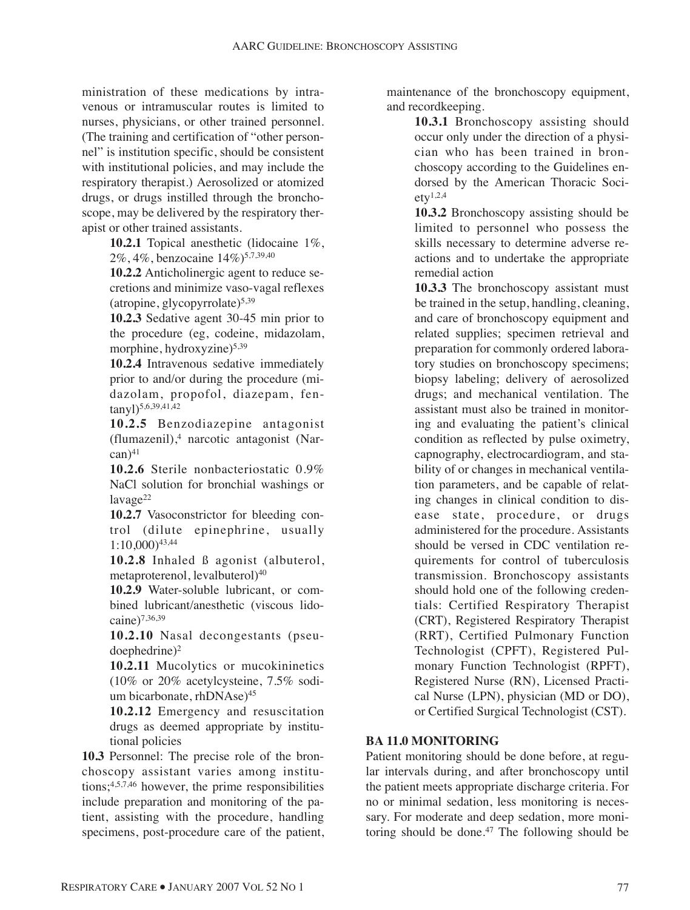ministration of these medications by intravenous or intramuscular routes is limited to nurses, physicians, or other trained personnel. (The training and certification of "other personnel" is institution specific, should be consistent with institutional policies, and may include the respiratory therapist.) Aerosolized or atomized drugs, or drugs instilled through the bronchoscope, may be delivered by the respiratory therapist or other trained assistants.

**10.2.1** Topical anesthetic (lidocaine 1%, 2%, 4%, benzocaine 14%)[5,7,39,40]

**10.2.2** Anticholinergic agent to reduce secretions and minimize vaso-vagal reflexes (atropine, glycopyrrolate)[5,39]

**10.2.3** Sedative agent 30-45 min prior to the procedure (eg, codeine, midazolam, morphine, hydroxyzine)[5,39]

**10.2.4** Intravenous sedative immediately prior to and/or during the procedure (midazolam, propofol, diazepam, fentanyl)[5,6,39,41,42]

**10.2.5** Benzodiazepine antagonist (flumazenil),[4] narcotic antagonist (Narcan)[41]

**10.2.6** Sterile nonbacteriostatic 0.9% NaCl solution for bronchial washings or lavage[22]

**10.2.7** Vasoconstrictor for bleeding control (dilute epinephrine, usually 1:10,000)[43,44]

**10.2.8** Inhaled ß agonist (albuterol, metaproterenol, levalbuterol)[40]

**10.2.9** Water-soluble lubricant, or combined lubricant/anesthetic (viscous lidocaine)[7,36,39]

**10.2.10** Nasal decongestants (pseudoephedrine)[2]

**10.2.11** Mucolytics or mucokininetics (10% or 20% acetylcysteine, 7.5% sodium bicarbonate, rhDNAse)[45]

**10.2.12** Emergency and resuscitation drugs as deemed appropriate by institutional policies

**10.3** Personnel: The precise role of the bronchoscopy assistant varies among institutions;[4,5,7,46] however, the prime responsibilities include preparation and monitoring of the patient, assisting with the procedure, handling specimens, post-procedure care of the patient, maintenance of the bronchoscopy equipment, and recordkeeping.

**10.3.1** Bronchoscopy assisting should occur only under the direction of a physician who has been trained in bronchoscopy according to the Guidelines endorsed by the American Thoracic Society[1,2,4]

**10.3.2** Bronchoscopy assisting should be limited to personnel who possess the skills necessary to determine adverse reactions and to undertake the appropriate remedial action

**10.3.3** The bronchoscopy assistant must be trained in the setup, handling, cleaning, and care of bronchoscopy equipment and related supplies; specimen retrieval and preparation for commonly ordered laboratory studies on bronchoscopy specimens; biopsy labeling; delivery of aerosolized drugs; and mechanical ventilation. The assistant must also be trained in monitoring and evaluating the patient's clinical condition as reflected by pulse oximetry, capnography, electrocardiogram, and stability of or changes in mechanical ventilation parameters, and be capable of relating changes in clinical condition to disease state, procedure, or drugs administered for the procedure. Assistants should be versed in CDC ventilation requirements for control of tuberculosis transmission. Bronchoscopy assistants should hold one of the following credentials: Certified Respiratory Therapist (CRT), Registered Respiratory Therapist (RRT), Certified Pulmonary Function Technologist (CPFT), Registered Pulmonary Function Technologist (RPFT), Registered Nurse (RN), Licensed Practical Nurse (LPN), physician (MD or DO), or Certified Surgical Technologist (CST).

## BA 11.0 MONITORING

Patient monitoring should be done before, at regular intervals during, and after bronchoscopy until the patient meets appropriate discharge criteria. For no or minimal sedation, less monitoring is necessary. For moderate and deep sedation, more monitoring should be done.[47] The following should be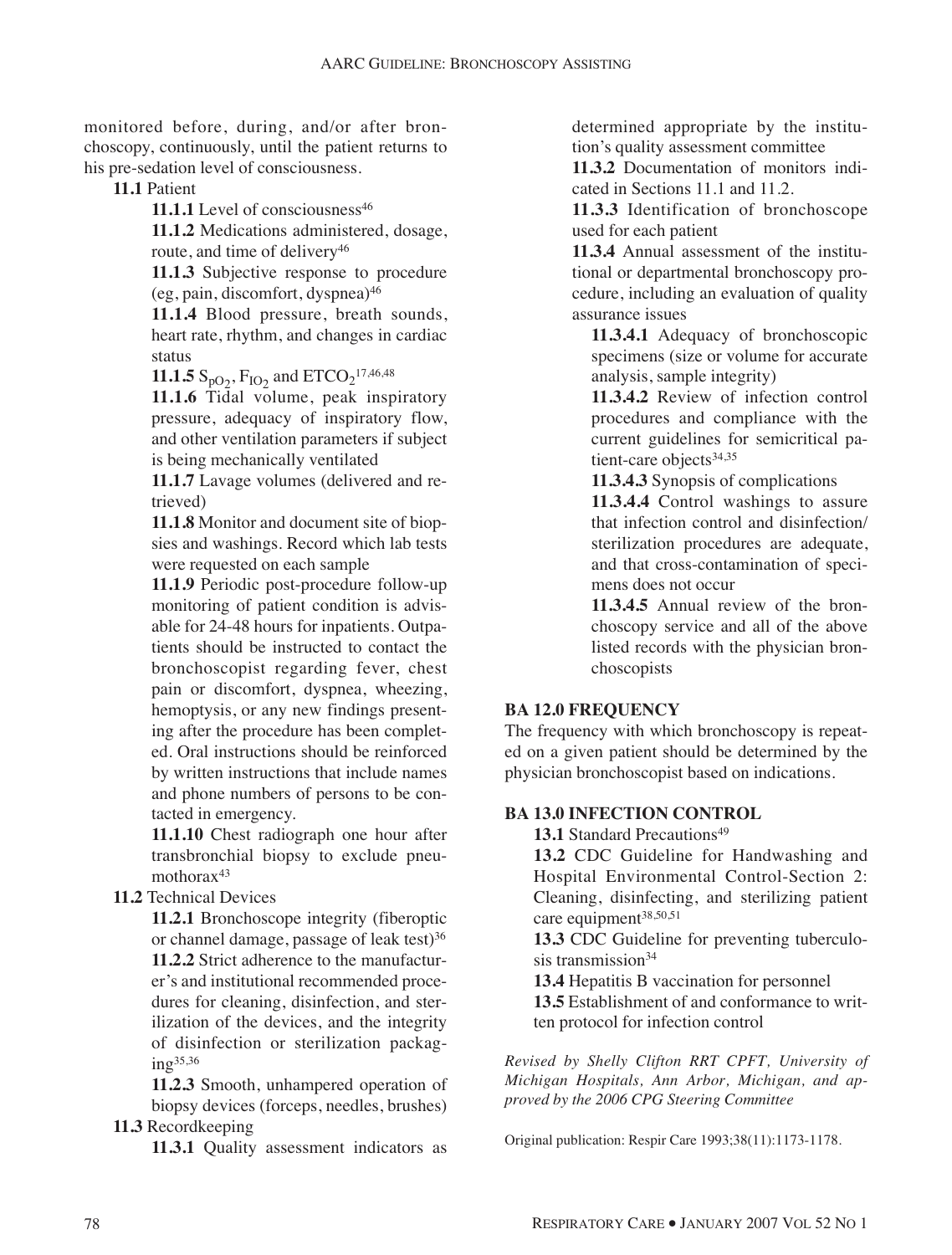monitored before, during, and/or after bronchoscopy, continuously, until the patient returns to his pre-sedation level of consciousness.

**11.1** Patient

**11.1.1** Level of consciousness[46]

**11.1.2** Medications administered, dosage, route, and time of delivery[46]

**11.1.3** Subjective response to procedure (eg, pain, discomfort, dyspnea)[46]

**11.1.4** Blood pressure, breath sounds, heart rate, rhythm, and changes in cardiac status

**11.1.5** $S_{pO_2}$, $F_{IO_2}$ and $ETCO_2$[17,46,48]

**11.1.6** Tidal volume, peak inspiratory pressure, adequacy of inspiratory flow, and other ventilation parameters if subject is being mechanically ventilated

**11.1.7** Lavage volumes (delivered and retrieved)

**11.1.8** Monitor and document site of biopsies and washings. Record which lab tests were requested on each sample

**11.1.9** Periodic post-procedure follow-up monitoring of patient condition is advisable for 24-48 hours for inpatients. Outpatients should be instructed to contact the bronchoscopist regarding fever, chest pain or discomfort, dyspnea, wheezing, hemoptysis, or any new findings presenting after the procedure has been completed. Oral instructions should be reinforced by written instructions that include names and phone numbers of persons to be contacted in emergency.

**11.1.10** Chest radiograph one hour after transbronchial biopsy to exclude pneumothorax[43]

**11.2** Technical Devices

**11.2.1** Bronchoscope integrity (fiberoptic or channel damage, passage of leak test)[36]

**11.2.2** Strict adherence to the manufacturer's and institutional recommended procedures for cleaning, disinfection, and sterilization of the devices, and the integrity of disinfection or sterilization packaging[35,36]

**11.2.3** Smooth, unhampered operation of biopsy devices (forceps, needles, brushes)

**11.3** Recordkeeping

**11.3.1** Quality assessment indicators as determined appropriate by the institution's quality assessment committee

**11.3.2** Documentation of monitors indicated in Sections 11.1 and 11.2.

**11.3.3** Identification of bronchoscope used for each patient

**11.3.4** Annual assessment of the institutional or departmental bronchoscopy procedure, including an evaluation of quality assurance issues

**11.3.4.1** Adequacy of bronchoscopic specimens (size or volume for accurate analysis, sample integrity)

**11.3.4.2** Review of infection control procedures and compliance with the current guidelines for semicritical patient-care objects[34,35]

**11.3.4.3** Synopsis of complications

**11.3.4.4** Control washings to assure that infection control and disinfection/sterilization procedures are adequate, and that cross-contamination of specimens does not occur

**11.3.4.5** Annual review of the bronchoscopy service and all of the above listed records with the physician bronchoscopists

## BA 12.0 FREQUENCY

The frequency with which bronchoscopy is repeated on a given patient should be determined by the physician bronchoscopist based on indications.

## BA 13.0 INFECTION CONTROL

**13.1** Standard Precautions[49]

**13.2** CDC Guideline for Handwashing and Hospital Environmental Control-Section 2: Cleaning, disinfecting, and sterilizing patient care equipment[38,50,51]

**13.3** CDC Guideline for preventing tuberculosis transmission[34]

**13.4** Hepatitis B vaccination for personnel

**13.5** Establishment of and conformance to written protocol for infection control

*Revised by Shelly Clifton RRT CPFT, University of Michigan Hospitals, Ann Arbor, Michigan, and approved by the 2006 CPG Steering Committee*

Original publication: Respir Care 1993;38(11):1173-1178.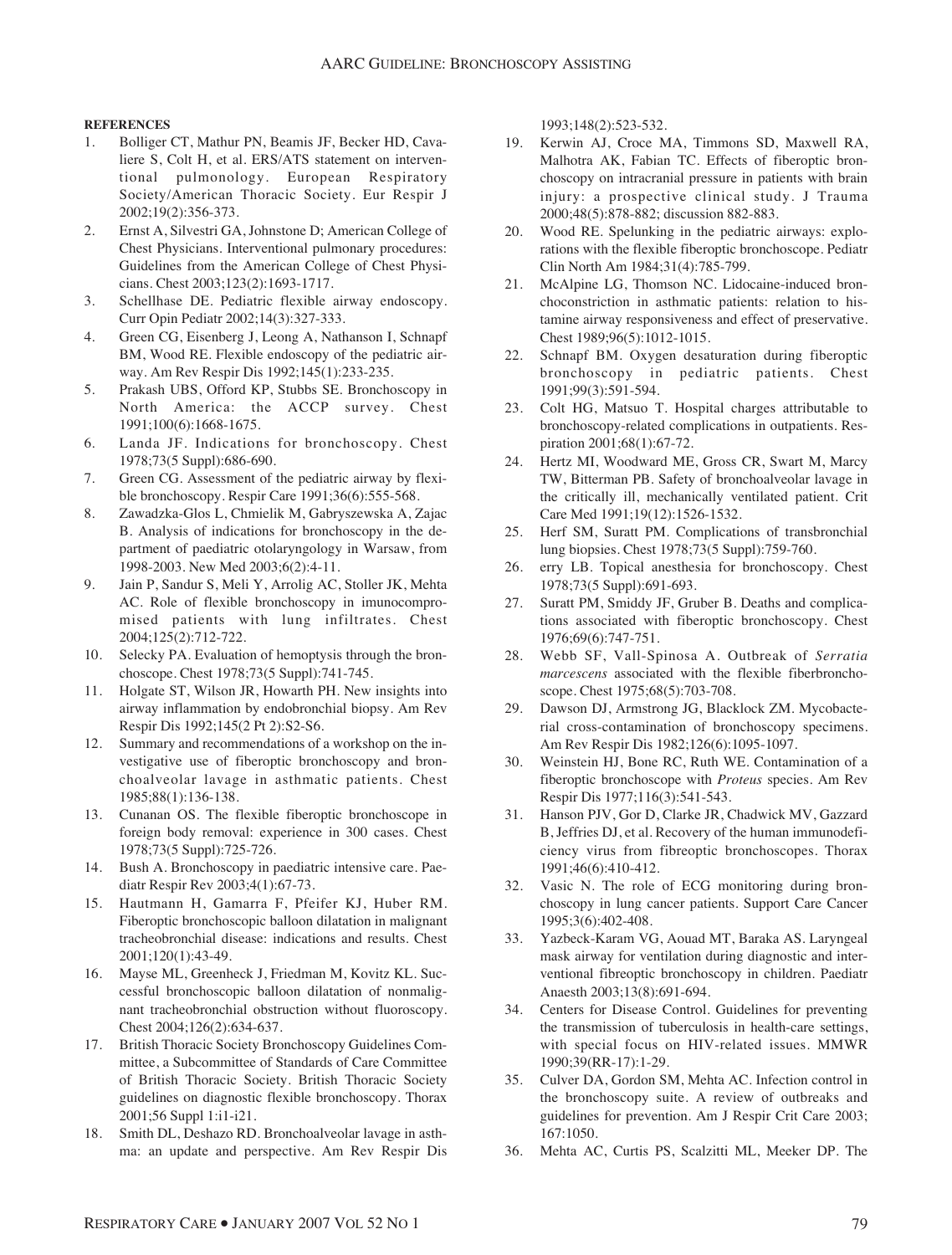**REFERENCES**

1. Bolliger CT, Mathur PN, Beamis JF, Becker HD, Cavaliere S, Colt H, et al. ERS/ATS statement on interventional pulmonology. European Respiratory Society/American Thoracic Society. Eur Respir J 2002;19(2):356-373.
2. Ernst A, Silvestri GA, Johnstone D; American College of Chest Physicians. Interventional pulmonary procedures: Guidelines from the American College of Chest Physicians. Chest 2003;123(2):1693-1717.
3. Schellhase DE. Pediatric flexible airway endoscopy. Curr Opin Pediatr 2002;14(3):327-333.
4. Green CG, Eisenberg J, Leong A, Nathanson I, Schnapf BM, Wood RE. Flexible endoscopy of the pediatric airway. Am Rev Respir Dis 1992;145(1):233-235.
5. Prakash UBS, Offord KP, Stubbs SE. Bronchoscopy in North America: the ACCP survey. Chest 1991;100(6):1668-1675.
6. Landa JF. Indications for bronchoscopy. Chest 1978;73(5 Suppl):686-690.
7. Green CG. Assessment of the pediatric airway by flexible bronchoscopy. Respir Care 1991;36(6):555-568.
8. Zawadzka-Glos L, Chmielik M, Gabryszewska A, Zajac B. Analysis of indications for bronchoscopy in the department of paediatric otolaryngology in Warsaw, from 1998-2003. New Med 2003;6(2):4-11.
9. Jain P, Sandur S, Meli Y, Arrolig AC, Stoller JK, Mehta AC. Role of flexible bronchoscopy in imunocompromised patients with lung infiltrates. Chest 2004;125(2):712-722.
10. Selecky PA. Evaluation of hemoptysis through the bronchoscope. Chest 1978;73(5 Suppl):741-745.
11. Holgate ST, Wilson JR, Howarth PH. New insights into airway inflammation by endobronchial biopsy. Am Rev Respir Dis 1992;145(2 Pt 2):S2-S6.
12. Summary and recommendations of a workshop on the investigative use of fiberoptic bronchoscopy and bronchoalveolar lavage in asthmatic patients. Chest 1985;88(1):136-138.
13. Cunanan OS. The flexible fiberoptic bronchoscope in foreign body removal: experience in 300 cases. Chest 1978;73(5 Suppl):725-726.
14. Bush A. Bronchoscopy in paediatric intensive care. Paediatr Respir Rev 2003;4(1):67-73.
15. Hautmann H, Gamarra F, Pfeifer KJ, Huber RM. Fiberoptic bronchoscopic balloon dilatation in malignant tracheobronchial disease: indications and results. Chest 2001;120(1):43-49.
16. Mayse ML, Greenheck J, Friedman M, Kovitz KL. Successful bronchoscopic balloon dilatation of nonmalignant tracheobronchial obstruction without fluoroscopy. Chest 2004;126(2):634-637.
17. British Thoracic Society Bronchoscopy Guidelines Committee, a Subcommittee of Standards of Care Committee of British Thoracic Society. British Thoracic Society guidelines on diagnostic flexible bronchoscopy. Thorax 2001;56 Suppl 1:i1-i21.
18. Smith DL, Deshazo RD. Bronchoalveolar lavage in asthma: an update and perspective. Am Rev Respir Dis 1993;148(2):523-532.
19. Kerwin AJ, Croce MA, Timmons SD, Maxwell RA, Malhotra AK, Fabian TC. Effects of fiberoptic bronchoscopy on intracranial pressure in patients with brain injury: a prospective clinical study. J Trauma 2000;48(5):878-882; discussion 882-883.
20. Wood RE. Spelunking in the pediatric airways: explorations with the flexible fiberoptic bronchoscope. Pediatr Clin North Am 1984;31(4):785-799.
21. McAlpine LG, Thomson NC. Lidocaine-induced bronchoconstriction in asthmatic patients: relation to histamine airway responsiveness and effect of preservative. Chest 1989;96(5):1012-1015.
22. Schnapf BM. Oxygen desaturation during fiberoptic bronchoscopy in pediatric patients. Chest 1991;99(3):591-594.
23. Colt HG, Matsuo T. Hospital charges attributable to bronchoscopy-related complications in outpatients. Respiration 2001;68(1):67-72.
24. Hertz MI, Woodward ME, Gross CR, Swart M, Marcy TW, Bitterman PB. Safety of bronchoalveolar lavage in the critically ill, mechanically ventilated patient. Crit Care Med 1991;19(12):1526-1532.
25. Herf SM, Suratt PM. Complications of transbronchial lung biopsies. Chest 1978;73(5 Suppl):759-760.
26. erry LB. Topical anesthesia for bronchoscopy. Chest 1978;73(5 Suppl):691-693.
27. Suratt PM, Smiddy JF, Gruber B. Deaths and complications associated with fiberoptic bronchoscopy. Chest 1976;69(6):747-751.
28. Webb SF, Vall-Spinosa A. Outbreak of *Serratia marcescens* associated with the flexible fiberbronchoscope. Chest 1975;68(5):703-708.
29. Dawson DJ, Armstrong JG, Blacklock ZM. Mycobacterial cross-contamination of bronchoscopy specimens. Am Rev Respir Dis 1982;126(6):1095-1097.
30. Weinstein HJ, Bone RC, Ruth WE. Contamination of a fiberoptic bronchoscope with *Proteus* species. Am Rev Respir Dis 1977;116(3):541-543.
31. Hanson PJV, Gor D, Clarke JR, Chadwick MV, Gazzard B, Jeffries DJ, et al. Recovery of the human immunodeficiency virus from fibreoptic bronchoscopes. Thorax 1991;46(6):410-412.
32. Vasic N. The role of ECG monitoring during bronchoscopy in lung cancer patients. Support Care Cancer 1995;3(6):402-408.
33. Yazbeck-Karam VG, Aouad MT, Baraka AS. Laryngeal mask airway for ventilation during diagnostic and interventional fibreoptic bronchoscopy in children. Paediatr Anaesth 2003;13(8):691-694.
34. Centers for Disease Control. Guidelines for preventing the transmission of tuberculosis in health-care settings, with special focus on HIV-related issues. MMWR 1990;39(RR-17):1-29.
35. Culver DA, Gordon SM, Mehta AC. Infection control in the bronchoscopy suite. A review of outbreaks and guidelines for prevention. Am J Respir Crit Care 2003; 167:1050.
36. Mehta AC, Curtis PS, Scalzitti ML, Meeker DP. The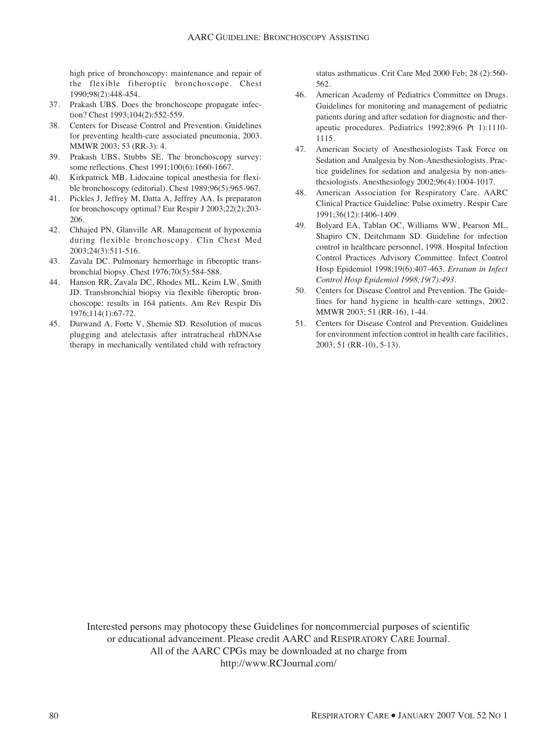high price of bronchoscopy: maintenance and repair of the flexible fiberoptic bronchoscope. Chest 1990;98(2):448-454.

37. Prakash UBS. Does the bronchoscope propagate infection? Chest 1993;104(2):552-559.
38. Centers for Disease Control and Prevention. Guidelines for preventing health-care associated pneumonia, 2003. MMWR 2003; 53 (RR-3): 4.
39. Prakash UBS, Stubbs SE. The bronchoscopy survey: some reflections. Chest 1991;100(6):1660-1667.
40. Kirkpatrick MB. Lidocaine topical anesthesia for flexible bronchoscopy (editorial). Chest 1989;96(5):965-967.
41. Pickles J, Jeffrey M, Datta A, Jeffrey AA. Is preparaton for bronchoscopy optimal? Eur Respir J 2003;22(2):203-206.
42. Chhajed PN, Glanville AR. Management of hypoxemia during flexible bronchoscopy. Clin Chest Med 2003;24(3):511-516.
43. Zavala DC. Pulmonary hemorrhage in fiberoptic transbronchial biopsy. Chest 1976;70(5):584-588.
44. Hanson RR, Zavala DC, Rhodes ML, Keim LW, Smith JD. Transbronchial biopsy via flexible fiberoptic bronchoscope: results in 164 patients. Am Rev Respir Dis 1976;114(1):67-72.
45. Durwand A, Forte V, Shemie SD. Resolution of mucus plugging and atelectasis after intratracheal rhDNAse therapy in mechanically ventilated child with refractory status asthmaticus. Crit Care Med 2000 Feb; 28 (2):560-562.
46. American Academy of Pediatrics Committee on Drugs. Guidelines for monitoring and management of pediatric patients during and after sedation for diagnostic and therapeutic procedures. Pediatrics 1992;89(6 Pt 1):1110-1115.
47. American Society of Anesthesiologists Task Force on Sedation and Analgesia by Non-Anesthesiologists. Practice guidelines for sedation and analgesia by non-anesthesiologists. Anesthesiology 2002;96(4):1004-1017.
48. American Association for Respiratory Care. AARC Clinical Practice Guideline: Pulse oximetry. Respir Care 1991;36(12):1406-1409.
49. Bolyard EA, Tablan OC, Williams WW, Pearson ML, Shapiro CN, Deitchmann SD. Guideline for infection control in healthcare personnel, 1998. Hospital Infection Control Practices Advisory Committee. Infect Control Hosp Epidemiol 1998;19(6):407-463. *Erratum in Infect Control Hosp Epidemiol 1998;19(7):493.*
50. Centers for Disease Control and Prevention. The Guidelines for hand hygiene in health-care settings, 2002. MMWR 2003; 51 (RR-16), 1-44.
51. Centers for Disease Control and Prevention. Guidelines for environment infection control in health care facilities, 2003; 51 (RR-10), 5-13).

Interested persons may photocopy these Guidelines for noncommercial purposes of scientific or educational advancement. Please credit AARC and RESPIRATORY CARE Journal. All of the AARC CPGs may be downloaded at no charge from http://www.RCJournal.com/